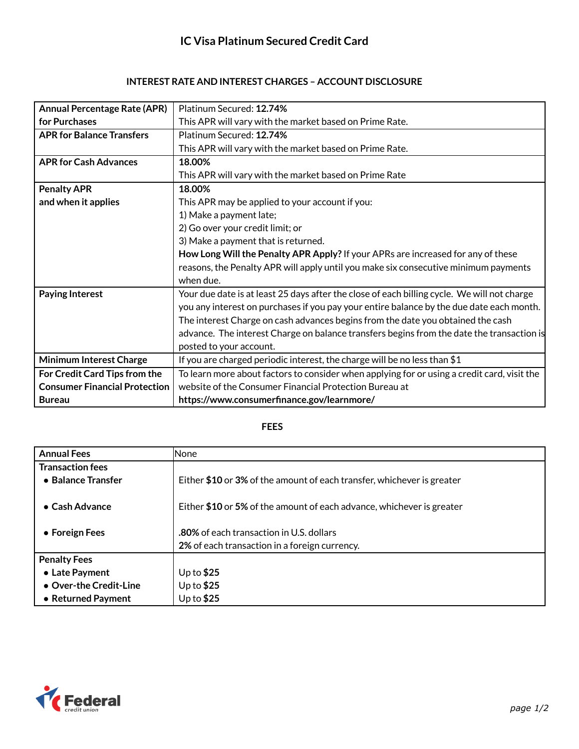# IC Visa Platinum Secured Credit Card

## INTEREST RATE AND INTEREST CHARGES – ACCOUNT DISCLOSURE

| | |
|---|---|
| **Annual Percentage Rate (APR) for Purchases** | Platinum Secured: **12.74%**<br>This APR will vary with the market based on Prime Rate. |
| **APR for Balance Transfers** | Platinum Secured: **12.74%**<br>This APR will vary with the market based on Prime Rate. |
| **APR for Cash Advances** | **18.00%**<br>This APR will vary with the market based on Prime Rate |
| **Penalty APR and when it applies** | **18.00%**<br>This APR may be applied to your account if you:<br>1) Make a payment late;<br>2) Go over your credit limit; or<br>3) Make a payment that is returned.<br>**How Long Will the Penalty APR Apply?** If your APRs are increased for any of these reasons, the Penalty APR will apply until you make six consecutive minimum payments when due. |
| **Paying Interest** | Your due date is at least 25 days after the close of each billing cycle. We will not charge you any interest on purchases if you pay your entire balance by the due date each month. The interest Charge on cash advances begins from the date you obtained the cash advance. The interest Charge on balance transfers begins from the date the transaction is posted to your account. |
| **Minimum Interest Charge** | If you are charged periodic interest, the charge will be no less than $1 |
| **For Credit Card Tips from the Consumer Financial Protection Bureau** | To learn more about factors to consider when applying for or using a credit card, visit the website of the Consumer Financial Protection Bureau at **https://www.consumerfinance.gov/learnmore/** |

## FEES

| | |
|---|---|
| **Annual Fees** | None |
| **Transaction fees** | |
| • **Balance Transfer** | Either **$10** or **3%** of the amount of each transfer, whichever is greater |
| • **Cash Advance** | Either **$10** or **5%** of the amount of each advance, whichever is greater |
| • **Foreign Fees** | **.80%** of each transaction in U.S. dollars<br>**2%** of each transaction in a foreign currency. |
| **Penalty Fees** | |
| • **Late Payment** | Up to **$25** |
| • **Over-the Credit-Line** | Up to **$25** |
| • **Returned Payment** | Up to **$25** |

IC Federal credit union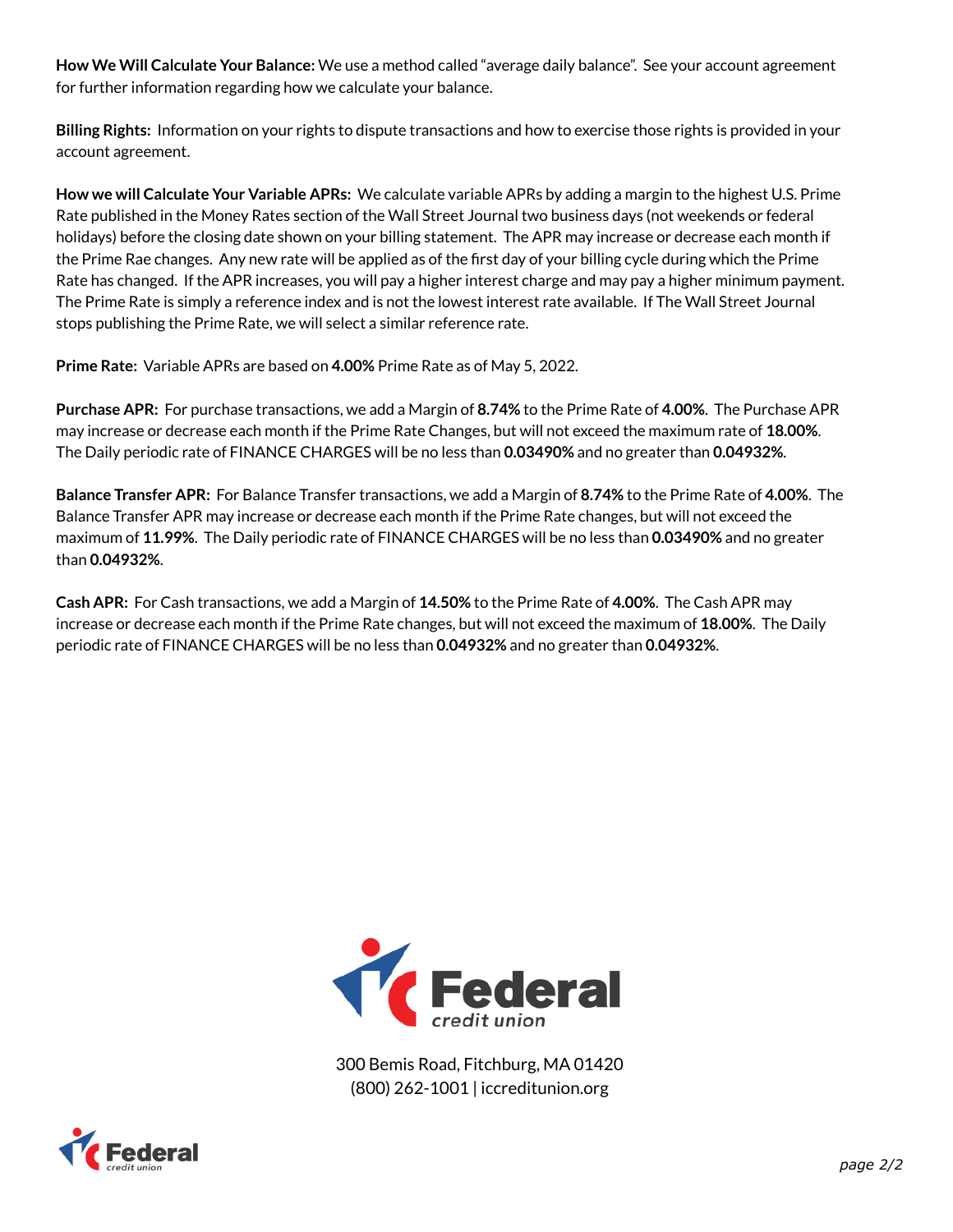**How We Will Calculate Your Balance:** We use a method called "average daily balance". See your account agreement for further information regarding how we calculate your balance.

**Billing Rights:** Information on your rights to dispute transactions and how to exercise those rights is provided in your account agreement.

**How we will Calculate Your Variable APRs:** We calculate variable APRs by adding a margin to the highest U.S. Prime Rate published in the Money Rates section of the Wall Street Journal two business days (not weekends or federal holidays) before the closing date shown on your billing statement. The APR may increase or decrease each month if the Prime Rae changes. Any new rate will be applied as of the first day of your billing cycle during which the Prime Rate has changed. If the APR increases, you will pay a higher interest charge and may pay a higher minimum payment. The Prime Rate is simply a reference index and is not the lowest interest rate available. If The Wall Street Journal stops publishing the Prime Rate, we will select a similar reference rate.

**Prime Rate:** Variable APRs are based on **4.00%** Prime Rate as of May 5, 2022.

**Purchase APR:** For purchase transactions, we add a Margin of **8.74%** to the Prime Rate of **4.00%**. The Purchase APR may increase or decrease each month if the Prime Rate Changes, but will not exceed the maximum rate of **18.00%**. The Daily periodic rate of FINANCE CHARGES will be no less than **0.03490%** and no greater than **0.04932%**.

**Balance Transfer APR:** For Balance Transfer transactions, we add a Margin of **8.74%** to the Prime Rate of **4.00%**. The Balance Transfer APR may increase or decrease each month if the Prime Rate changes, but will not exceed the maximum of **11.99%**. The Daily periodic rate of FINANCE CHARGES will be no less than **0.03490%** and no greater than **0.04932%**.

**Cash APR:** For Cash transactions, we add a Margin of **14.50%** to the Prime Rate of **4.00%**. The Cash APR may increase or decrease each month if the Prime Rate changes, but will not exceed the maximum of **18.00%**. The Daily periodic rate of FINANCE CHARGES will be no less than **0.04932%** and no greater than **0.04932%**.

Federal credit union

300 Bemis Road, Fitchburg, MA 01420
(800) 262-1001 | iccreditunion.org